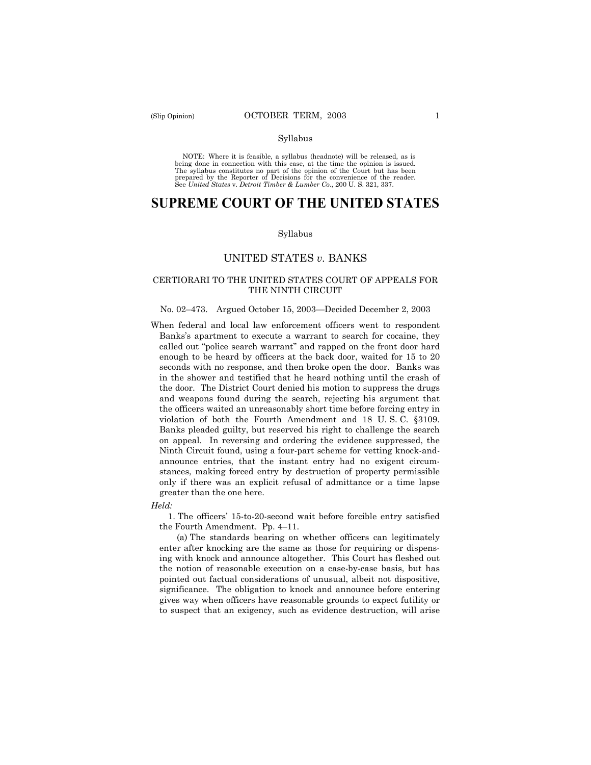Syllabus

NOTE: Where it is feasible, a syllabus (headnote) will be released, as is being done in connection with this case, at the time the opinion is issued. The syllabus constitutes no part of the opinion of the Court but has been prepared by the Reporter of Decisions for the convenience of the reader. See *United States* v. *Detroit Timber & Lumber Co.*, 200 U. S. 321, 337.

# SUPREME COURT OF THE UNITED STATES

Syllabus

## UNITED STATES *v.* BANKS

### CERTIORARI TO THE UNITED STATES COURT OF APPEALS FOR THE NINTH CIRCUIT

No. 02–473. Argued October 15, 2003—Decided December 2, 2003

When federal and local law enforcement officers went to respondent Banks's apartment to execute a warrant to search for cocaine, they called out "police search warrant" and rapped on the front door hard enough to be heard by officers at the back door, waited for 15 to 20 seconds with no response, and then broke open the door. Banks was in the shower and testified that he heard nothing until the crash of the door. The District Court denied his motion to suppress the drugs and weapons found during the search, rejecting his argument that the officers waited an unreasonably short time before forcing entry in violation of both the Fourth Amendment and 18 U. S. C. §3109. Banks pleaded guilty, but reserved his right to challenge the search on appeal. In reversing and ordering the evidence suppressed, the Ninth Circuit found, using a four-part scheme for vetting knock-and-announce entries, that the instant entry had no exigent circumstances, making forced entry by destruction of property permissible only if there was an explicit refusal of admittance or a time lapse greater than the one here.

*Held:*

1. The officers' 15-to-20-second wait before forcible entry satisfied the Fourth Amendment. Pp. 4–11.

(a) The standards bearing on whether officers can legitimately enter after knocking are the same as those for requiring or dispensing with knock and announce altogether. This Court has fleshed out the notion of reasonable execution on a case-by-case basis, but has pointed out factual considerations of unusual, albeit not dispositive, significance. The obligation to knock and announce before entering gives way when officers have reasonable grounds to expect futility or to suspect that an exigency, such as evidence destruction, will arise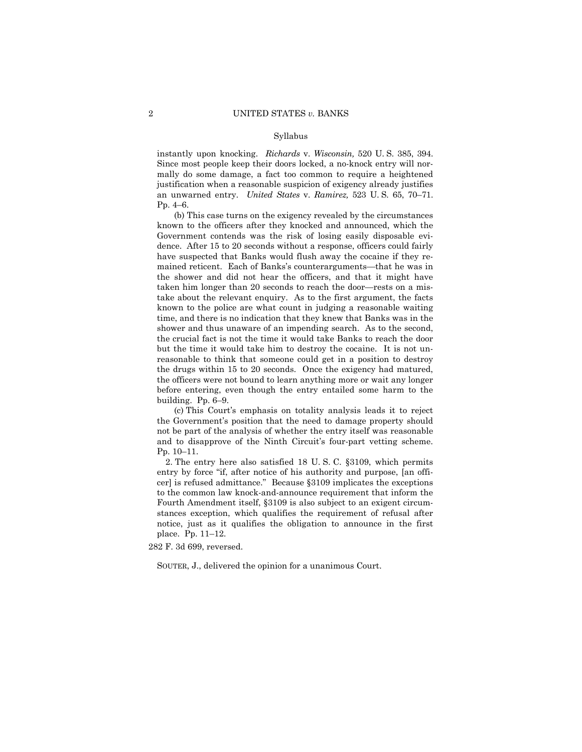instantly upon knocking. *Richards* v. *Wisconsin,* 520 U. S. 385, 394. Since most people keep their doors locked, a no-knock entry will normally do some damage, a fact too common to require a heightened justification when a reasonable suspicion of exigency already justifies an unwarned entry. *United States* v. *Ramirez,* 523 U. S. 65, 70–71. Pp. 4–6.

(b) This case turns on the exigency revealed by the circumstances known to the officers after they knocked and announced, which the Government contends was the risk of losing easily disposable evidence. After 15 to 20 seconds without a response, officers could fairly have suspected that Banks would flush away the cocaine if they remained reticent. Each of Banks's counterarguments—that he was in the shower and did not hear the officers, and that it might have taken him longer than 20 seconds to reach the door—rests on a mistake about the relevant enquiry. As to the first argument, the facts known to the police are what count in judging a reasonable waiting time, and there is no indication that they knew that Banks was in the shower and thus unaware of an impending search. As to the second, the crucial fact is not the time it would take Banks to reach the door but the time it would take him to destroy the cocaine. It is not unreasonable to think that someone could get in a position to destroy the drugs within 15 to 20 seconds. Once the exigency had matured, the officers were not bound to learn anything more or wait any longer before entering, even though the entry entailed some harm to the building. Pp. 6–9.

(c) This Court's emphasis on totality analysis leads it to reject the Government's position that the need to damage property should not be part of the analysis of whether the entry itself was reasonable and to disapprove of the Ninth Circuit's four-part vetting scheme. Pp. 10–11.

2. The entry here also satisfied 18 U. S. C. §3109, which permits entry by force "if, after notice of his authority and purpose, [an officer] is refused admittance." Because §3109 implicates the exceptions to the common law knock-and-announce requirement that inform the Fourth Amendment itself, §3109 is also subject to an exigent circumstances exception, which qualifies the requirement of refusal after notice, just as it qualifies the obligation to announce in the first place. Pp. 11–12.

282 F. 3d 699, reversed.

SOUTER, J., delivered the opinion for a unanimous Court.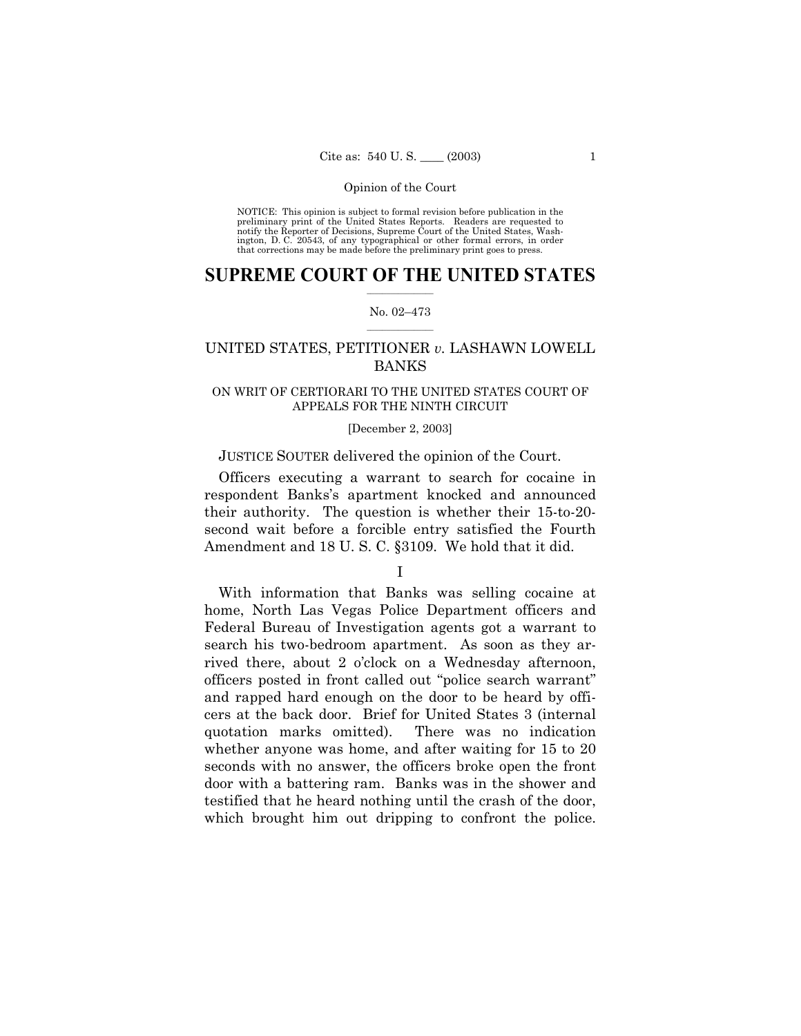NOTICE: This opinion is subject to formal revision before publication in the preliminary print of the United States Reports. Readers are requested to notify the Reporter of Decisions, Supreme Court of the United States, Washington, D. C. 20543, of any typographical or other formal errors, in order that corrections may be made before the preliminary print goes to press.

# SUPREME COURT OF THE UNITED STATES

No. 02–473

UNITED STATES, PETITIONER *v.* LASHAWN LOWELL BANKS

ON WRIT OF CERTIORARI TO THE UNITED STATES COURT OF APPEALS FOR THE NINTH CIRCUIT

[December 2, 2003]

JUSTICE SOUTER delivered the opinion of the Court.

Officers executing a warrant to search for cocaine in respondent Banks's apartment knocked and announced their authority. The question is whether their 15-to-20-second wait before a forcible entry satisfied the Fourth Amendment and 18 U. S. C. §3109. We hold that it did.

## I

With information that Banks was selling cocaine at home, North Las Vegas Police Department officers and Federal Bureau of Investigation agents got a warrant to search his two-bedroom apartment. As soon as they arrived there, about 2 o'clock on a Wednesday afternoon, officers posted in front called out "police search warrant" and rapped hard enough on the door to be heard by officers at the back door. Brief for United States 3 (internal quotation marks omitted). There was no indication whether anyone was home, and after waiting for 15 to 20 seconds with no answer, the officers broke open the front door with a battering ram. Banks was in the shower and testified that he heard nothing until the crash of the door, which brought him out dripping to confront the police.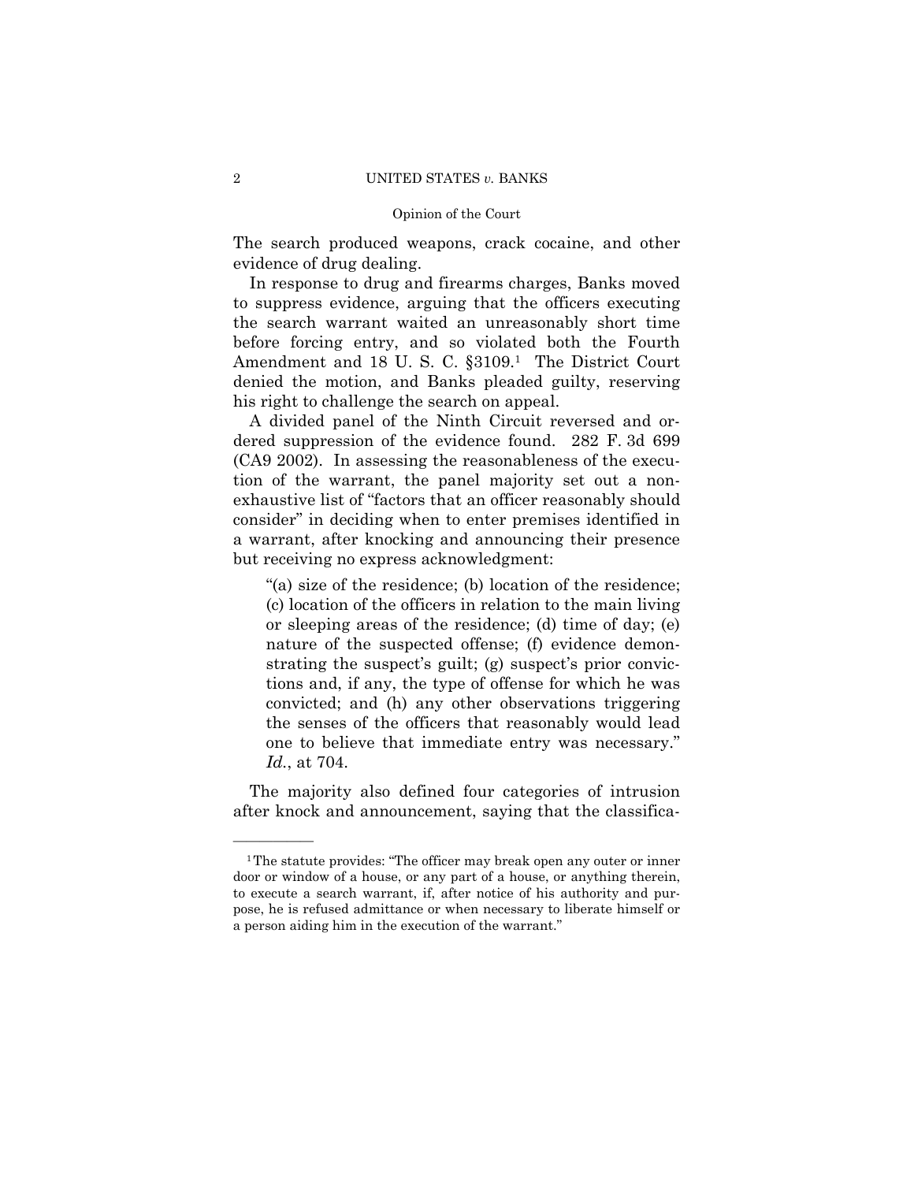The search produced weapons, crack cocaine, and other evidence of drug dealing.

In response to drug and firearms charges, Banks moved to suppress evidence, arguing that the officers executing the search warrant waited an unreasonably short time before forcing entry, and so violated both the Fourth Amendment and 18 U. S. C. §3109.[1] The District Court denied the motion, and Banks pleaded guilty, reserving his right to challenge the search on appeal.

A divided panel of the Ninth Circuit reversed and ordered suppression of the evidence found. 282 F. 3d 699 (CA9 2002). In assessing the reasonableness of the execution of the warrant, the panel majority set out a nonexhaustive list of "factors that an officer reasonably should consider" in deciding when to enter premises identified in a warrant, after knocking and announcing their presence but receiving no express acknowledgment:

> "(a) size of the residence; (b) location of the residence; (c) location of the officers in relation to the main living or sleeping areas of the residence; (d) time of day; (e) nature of the suspected offense; (f) evidence demonstrating the suspect's guilt; (g) suspect's prior convictions and, if any, the type of offense for which he was convicted; and (h) any other observations triggering the senses of the officers that reasonably would lead one to believe that immediate entry was necessary." *Id.*, at 704.

The majority also defined four categories of intrusion after knock and announcement, saying that the classifica-

---

[1] The statute provides: "The officer may break open any outer or inner door or window of a house, or any part of a house, or anything therein, to execute a search warrant, if, after notice of his authority and purpose, he is refused admittance or when necessary to liberate himself or a person aiding him in the execution of the warrant."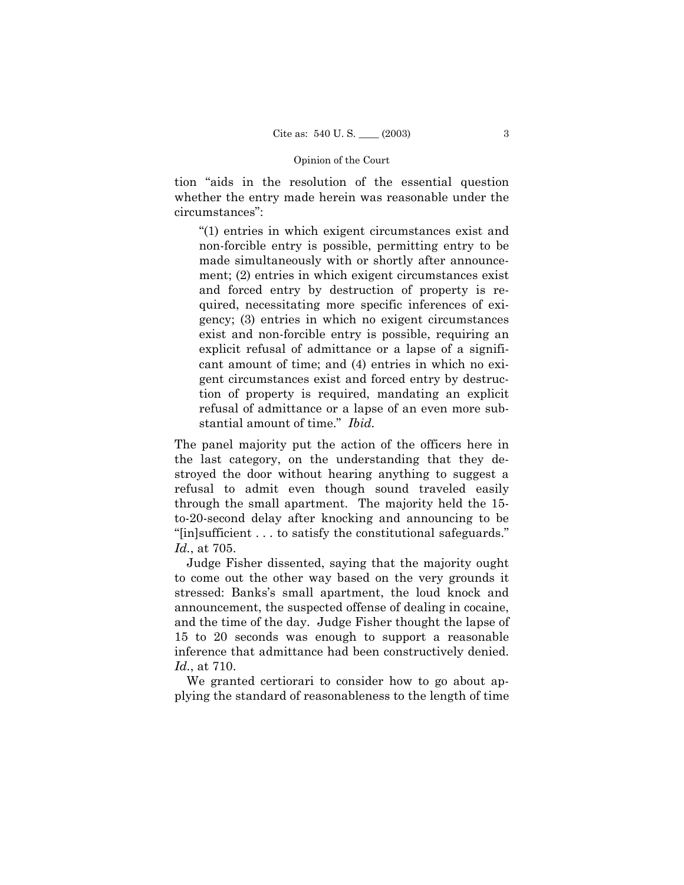tion "aids in the resolution of the essential question whether the entry made herein was reasonable under the circumstances":

> "(1) entries in which exigent circumstances exist and non-forcible entry is possible, permitting entry to be made simultaneously with or shortly after announcement; (2) entries in which exigent circumstances exist and forced entry by destruction of property is required, necessitating more specific inferences of exigency; (3) entries in which no exigent circumstances exist and non-forcible entry is possible, requiring an explicit refusal of admittance or a lapse of a significant amount of time; and (4) entries in which no exigent circumstances exist and forced entry by destruction of property is required, mandating an explicit refusal of admittance or a lapse of an even more substantial amount of time." *Ibid.*

The panel majority put the action of the officers here in the last category, on the understanding that they destroyed the door without hearing anything to suggest a refusal to admit even though sound traveled easily through the small apartment. The majority held the 15-to-20-second delay after knocking and announcing to be "[in]sufficient . . . to satisfy the constitutional safeguards." *Id.*, at 705.

Judge Fisher dissented, saying that the majority ought to come out the other way based on the very grounds it stressed: Banks's small apartment, the loud knock and announcement, the suspected offense of dealing in cocaine, and the time of the day. Judge Fisher thought the lapse of 15 to 20 seconds was enough to support a reasonable inference that admittance had been constructively denied. *Id.*, at 710.

We granted certiorari to consider how to go about applying the standard of reasonableness to the length of time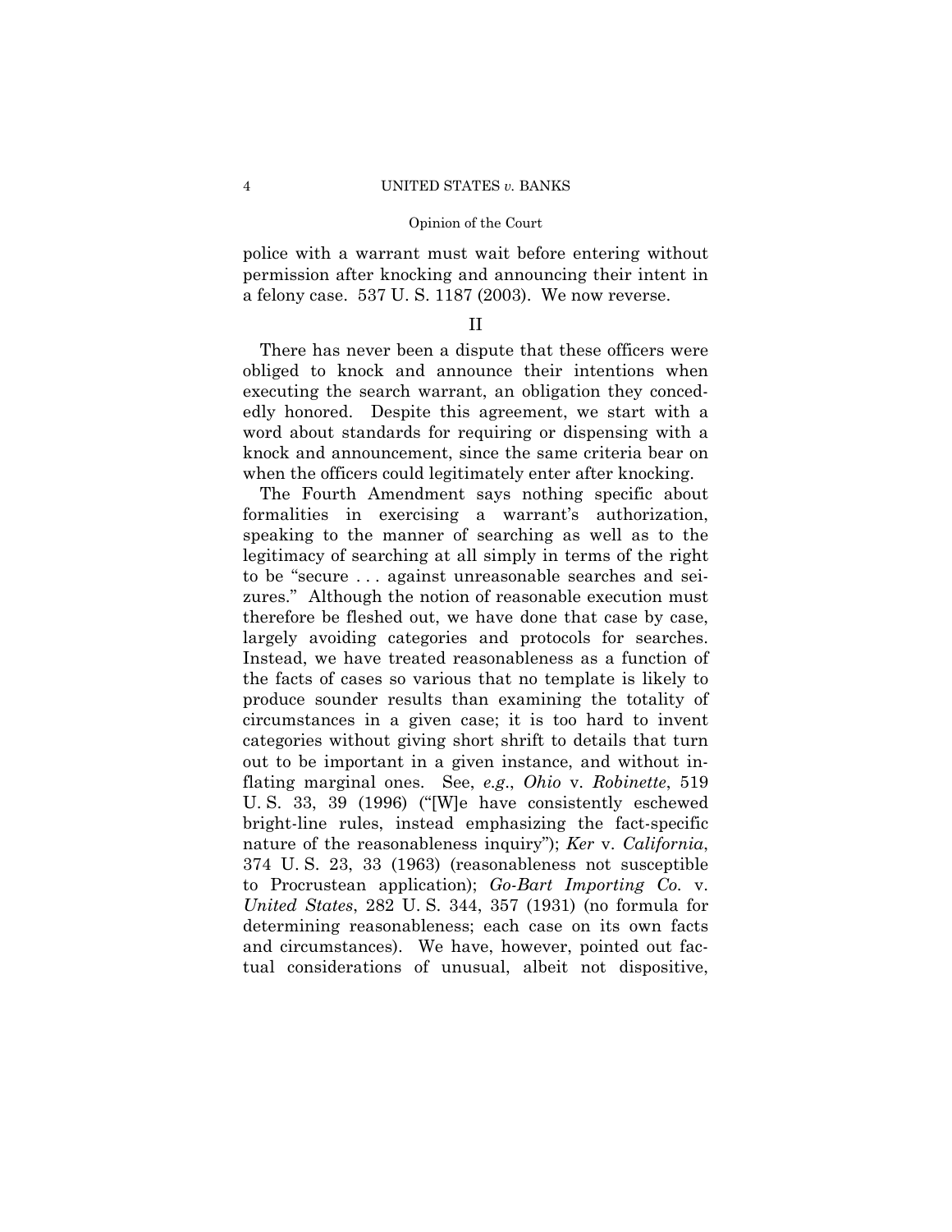police with a warrant must wait before entering without permission after knocking and announcing their intent in a felony case. 537 U. S. 1187 (2003). We now reverse.

## II

There has never been a dispute that these officers were obliged to knock and announce their intentions when executing the search warrant, an obligation they concededly honored. Despite this agreement, we start with a word about standards for requiring or dispensing with a knock and announcement, since the same criteria bear on when the officers could legitimately enter after knocking.

The Fourth Amendment says nothing specific about formalities in exercising a warrant's authorization, speaking to the manner of searching as well as to the legitimacy of searching at all simply in terms of the right to be "secure . . . against unreasonable searches and seizures." Although the notion of reasonable execution must therefore be fleshed out, we have done that case by case, largely avoiding categories and protocols for searches. Instead, we have treated reasonableness as a function of the facts of cases so various that no template is likely to produce sounder results than examining the totality of circumstances in a given case; it is too hard to invent categories without giving short shrift to details that turn out to be important in a given instance, and without inflating marginal ones. See, *e.g.*, *Ohio* v. *Robinette*, 519 U. S. 33, 39 (1996) ("[W]e have consistently eschewed bright-line rules, instead emphasizing the fact-specific nature of the reasonableness inquiry"); *Ker* v. *California*, 374 U. S. 23, 33 (1963) (reasonableness not susceptible to Procrustean application); *Go-Bart Importing Co.* v. *United States*, 282 U. S. 344, 357 (1931) (no formula for determining reasonableness; each case on its own facts and circumstances). We have, however, pointed out factual considerations of unusual, albeit not dispositive,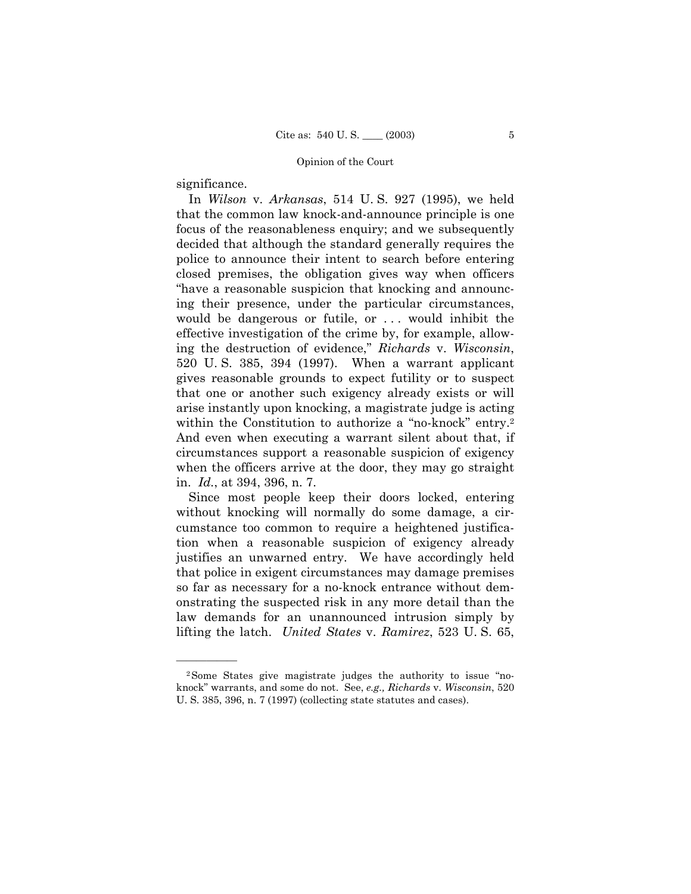significance.

In *Wilson* v. *Arkansas*, 514 U. S. 927 (1995), we held that the common law knock-and-announce principle is one focus of the reasonableness enquiry; and we subsequently decided that although the standard generally requires the police to announce their intent to search before entering closed premises, the obligation gives way when officers "have a reasonable suspicion that knocking and announcing their presence, under the particular circumstances, would be dangerous or futile, or . . . would inhibit the effective investigation of the crime by, for example, allowing the destruction of evidence," *Richards* v. *Wisconsin*, 520 U. S. 385, 394 (1997). When a warrant applicant gives reasonable grounds to expect futility or to suspect that one or another such exigency already exists or will arise instantly upon knocking, a magistrate judge is acting within the Constitution to authorize a "no-knock" entry.[2] And even when executing a warrant silent about that, if circumstances support a reasonable suspicion of exigency when the officers arrive at the door, they may go straight in. *Id.*, at 394, 396, n. 7.

Since most people keep their doors locked, entering without knocking will normally do some damage, a circumstance too common to require a heightened justification when a reasonable suspicion of exigency already justifies an unwarned entry. We have accordingly held that police in exigent circumstances may damage premises so far as necessary for a no-knock entrance without demonstrating the suspected risk in any more detail than the law demands for an unannounced intrusion simply by lifting the latch. *United States* v. *Ramirez*, 523 U. S. 65,

---

[2] Some States give magistrate judges the authority to issue "no-knock" warrants, and some do not. See, *e.g., Richards* v. *Wisconsin*, 520 U. S. 385, 396, n. 7 (1997) (collecting state statutes and cases).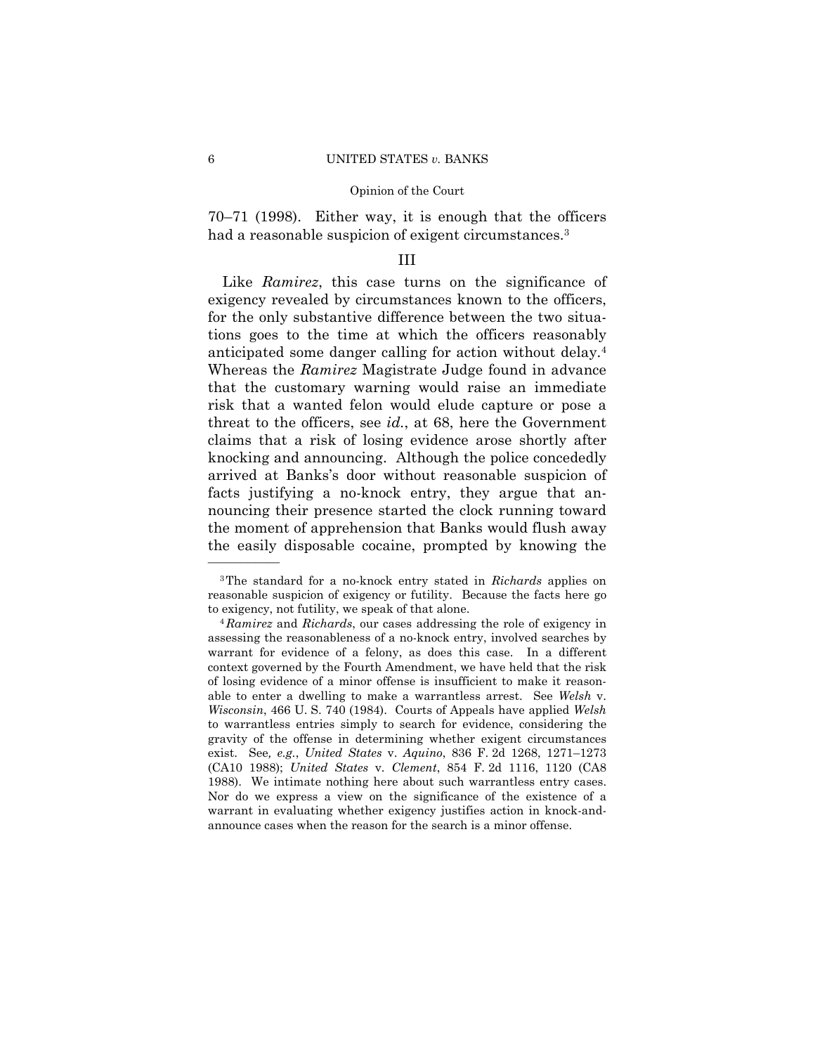70–71 (1998). Either way, it is enough that the officers had a reasonable suspicion of exigent circumstances.[3]

### III

Like *Ramirez*, this case turns on the significance of exigency revealed by circumstances known to the officers, for the only substantive difference between the two situations goes to the time at which the officers reasonably anticipated some danger calling for action without delay.[4] Whereas the *Ramirez* Magistrate Judge found in advance that the customary warning would raise an immediate risk that a wanted felon would elude capture or pose a threat to the officers, see *id.*, at 68, here the Government claims that a risk of losing evidence arose shortly after knocking and announcing. Although the police concededly arrived at Banks's door without reasonable suspicion of facts justifying a no-knock entry, they argue that announcing their presence started the clock running toward the moment of apprehension that Banks would flush away the easily disposable cocaine, prompted by knowing the

---

[3] The standard for a no-knock entry stated in *Richards* applies on reasonable suspicion of exigency or futility. Because the facts here go to exigency, not futility, we speak of that alone.

[4] *Ramirez* and *Richards*, our cases addressing the role of exigency in assessing the reasonableness of a no-knock entry, involved searches by warrant for evidence of a felony, as does this case. In a different context governed by the Fourth Amendment, we have held that the risk of losing evidence of a minor offense is insufficient to make it reasonable to enter a dwelling to make a warrantless arrest. See *Welsh* v. *Wisconsin*, 466 U. S. 740 (1984). Courts of Appeals have applied *Welsh* to warrantless entries simply to search for evidence, considering the gravity of the offense in determining whether exigent circumstances exist. See*, e.g.*, *United States* v. *Aquino*, 836 F. 2d 1268, 1271–1273 (CA10 1988); *United States* v. *Clement*, 854 F. 2d 1116, 1120 (CA8 1988). We intimate nothing here about such warrantless entry cases. Nor do we express a view on the significance of the existence of a warrant in evaluating whether exigency justifies action in knock-and-announce cases when the reason for the search is a minor offense.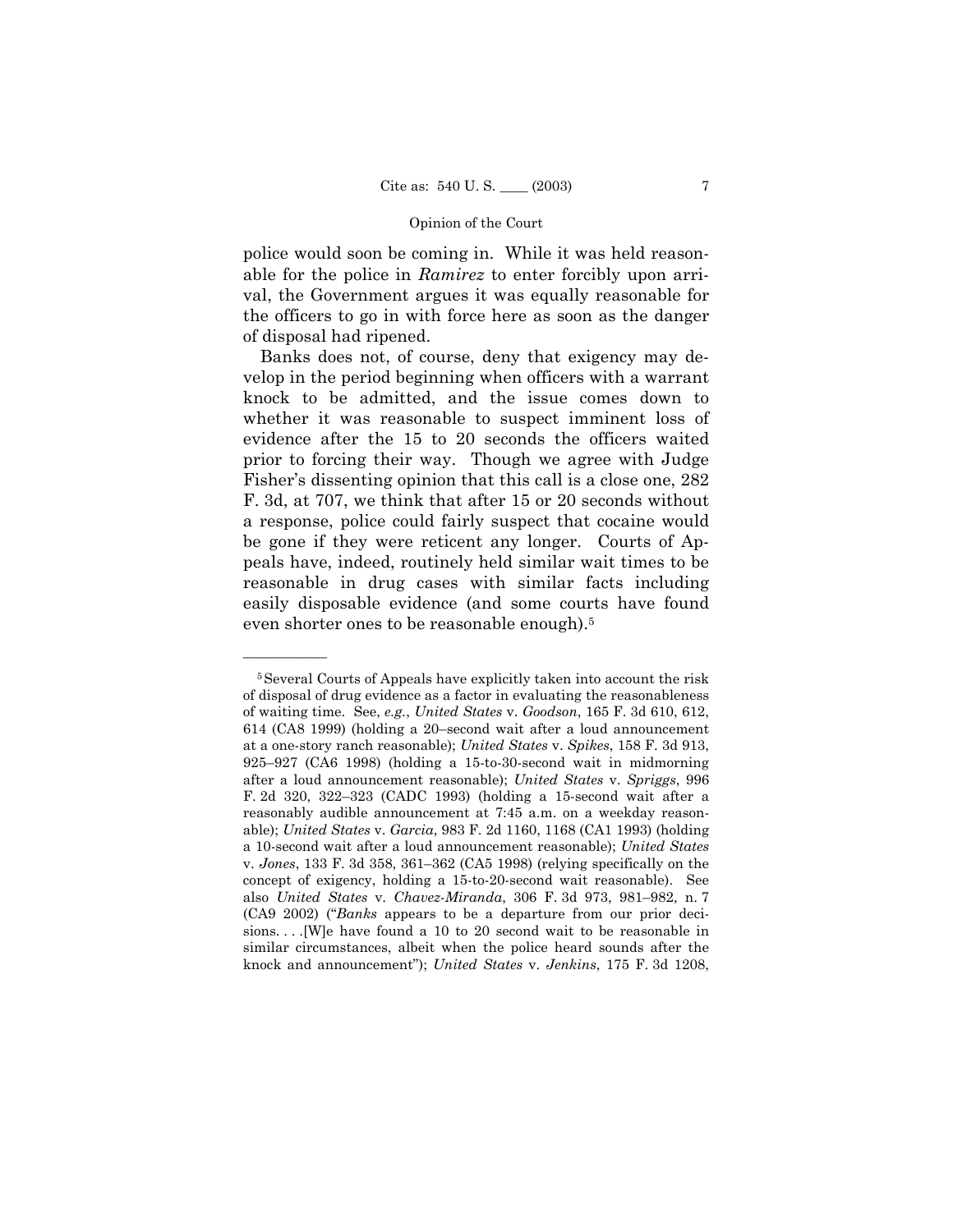police would soon be coming in. While it was held reasonable for the police in *Ramirez* to enter forcibly upon arrival, the Government argues it was equally reasonable for the officers to go in with force here as soon as the danger of disposal had ripened.

Banks does not, of course, deny that exigency may develop in the period beginning when officers with a warrant knock to be admitted, and the issue comes down to whether it was reasonable to suspect imminent loss of evidence after the 15 to 20 seconds the officers waited prior to forcing their way. Though we agree with Judge Fisher's dissenting opinion that this call is a close one, 282 F. 3d, at 707, we think that after 15 or 20 seconds without a response, police could fairly suspect that cocaine would be gone if they were reticent any longer. Courts of Appeals have, indeed, routinely held similar wait times to be reasonable in drug cases with similar facts including easily disposable evidence (and some courts have found even shorter ones to be reasonable enough).[5]

---

[5] Several Courts of Appeals have explicitly taken into account the risk of disposal of drug evidence as a factor in evaluating the reasonableness of waiting time. See, *e.g.*, *United States* v. *Goodson*, 165 F. 3d 610, 612, 614 (CA8 1999) (holding a 20–second wait after a loud announcement at a one-story ranch reasonable); *United States* v. *Spikes*, 158 F. 3d 913, 925–927 (CA6 1998) (holding a 15-to-30-second wait in midmorning after a loud announcement reasonable); *United States* v. *Spriggs*, 996 F. 2d 320, 322–323 (CADC 1993) (holding a 15-second wait after a reasonably audible announcement at 7:45 a.m. on a weekday reasonable); *United States* v. *Garcia*, 983 F. 2d 1160, 1168 (CA1 1993) (holding a 10-second wait after a loud announcement reasonable); *United States* v. *Jones*, 133 F. 3d 358, 361–362 (CA5 1998) (relying specifically on the concept of exigency, holding a 15-to-20-second wait reasonable). See also *United States* v. *Chavez-Miranda*, 306 F. 3d 973, 981–982, n. 7 (CA9 2002) ("*Banks* appears to be a departure from our prior decisions. . . .[W]e have found a 10 to 20 second wait to be reasonable in similar circumstances, albeit when the police heard sounds after the knock and announcement"); *United States* v. *Jenkins*, 175 F. 3d 1208,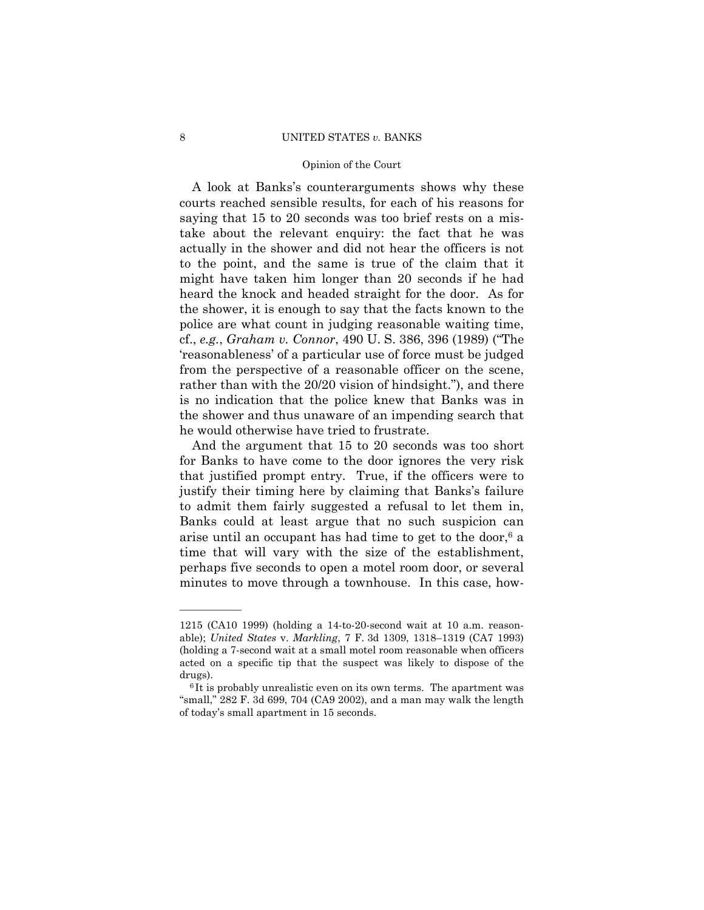A look at Banks's counterarguments shows why these courts reached sensible results, for each of his reasons for saying that 15 to 20 seconds was too brief rests on a mistake about the relevant enquiry: the fact that he was actually in the shower and did not hear the officers is not to the point, and the same is true of the claim that it might have taken him longer than 20 seconds if he had heard the knock and headed straight for the door. As for the shower, it is enough to say that the facts known to the police are what count in judging reasonable waiting time, cf., *e.g.*, *Graham v. Connor*, 490 U. S. 386, 396 (1989) ("The 'reasonableness' of a particular use of force must be judged from the perspective of a reasonable officer on the scene, rather than with the 20/20 vision of hindsight."), and there is no indication that the police knew that Banks was in the shower and thus unaware of an impending search that he would otherwise have tried to frustrate.

And the argument that 15 to 20 seconds was too short for Banks to have come to the door ignores the very risk that justified prompt entry. True, if the officers were to justify their timing here by claiming that Banks's failure to admit them fairly suggested a refusal to let them in, Banks could at least argue that no such suspicion can arise until an occupant has had time to get to the door,[6] a time that will vary with the size of the establishment, perhaps five seconds to open a motel room door, or several minutes to move through a townhouse. In this case, how-

---

1215 (CA10 1999) (holding a 14-to-20-second wait at 10 a.m. reasonable); *United States* v. *Markling*, 7 F. 3d 1309, 1318–1319 (CA7 1993) (holding a 7-second wait at a small motel room reasonable when officers acted on a specific tip that the suspect was likely to dispose of the drugs).

[6] It is probably unrealistic even on its own terms. The apartment was "small," 282 F. 3d 699, 704 (CA9 2002), and a man may walk the length of today's small apartment in 15 seconds.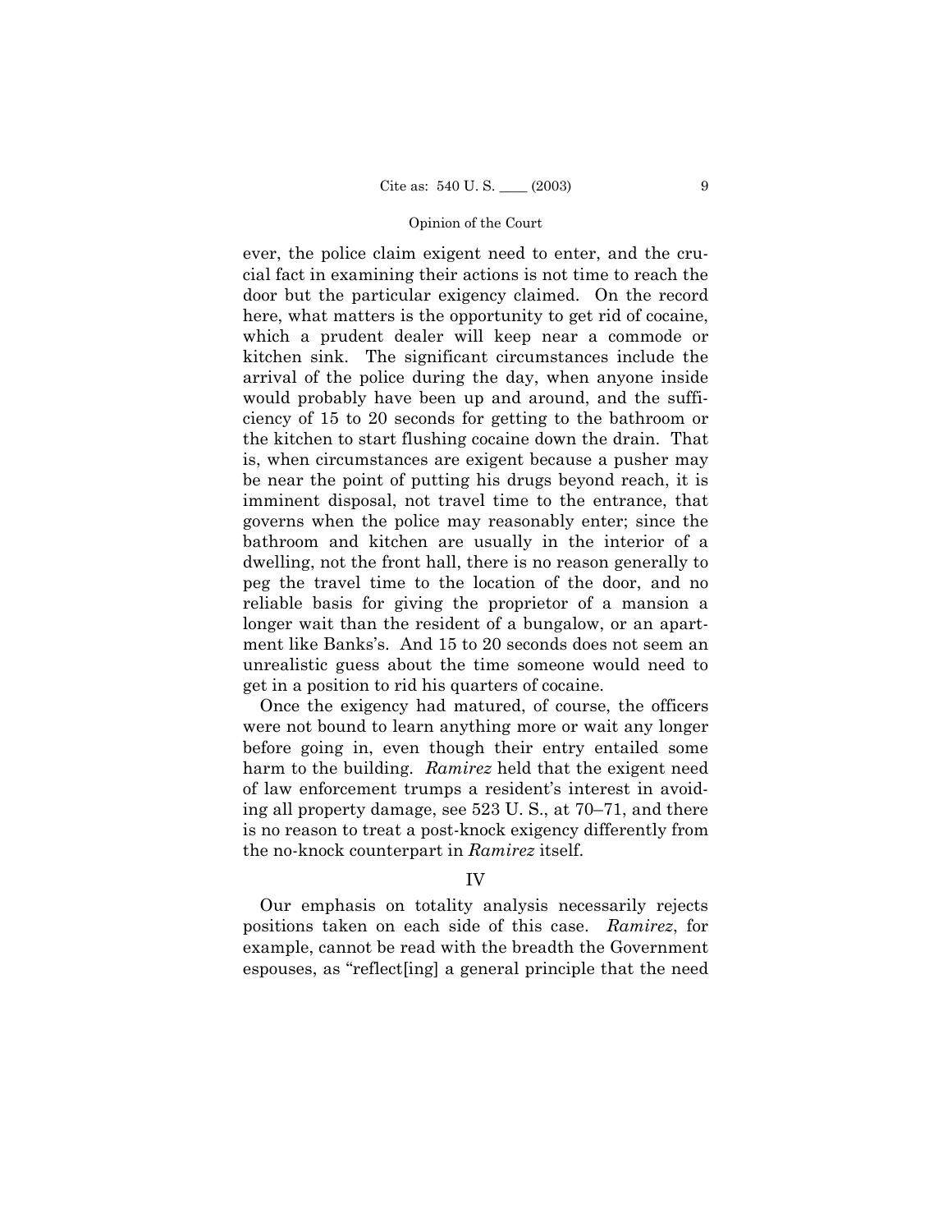ever, the police claim exigent need to enter, and the crucial fact in examining their actions is not time to reach the door but the particular exigency claimed. On the record here, what matters is the opportunity to get rid of cocaine, which a prudent dealer will keep near a commode or kitchen sink. The significant circumstances include the arrival of the police during the day, when anyone inside would probably have been up and around, and the sufficiency of 15 to 20 seconds for getting to the bathroom or the kitchen to start flushing cocaine down the drain. That is, when circumstances are exigent because a pusher may be near the point of putting his drugs beyond reach, it is imminent disposal, not travel time to the entrance, that governs when the police may reasonably enter; since the bathroom and kitchen are usually in the interior of a dwelling, not the front hall, there is no reason generally to peg the travel time to the location of the door, and no reliable basis for giving the proprietor of a mansion a longer wait than the resident of a bungalow, or an apartment like Banks's. And 15 to 20 seconds does not seem an unrealistic guess about the time someone would need to get in a position to rid his quarters of cocaine.

Once the exigency had matured, of course, the officers were not bound to learn anything more or wait any longer before going in, even though their entry entailed some harm to the building. *Ramirez* held that the exigent need of law enforcement trumps a resident's interest in avoiding all property damage, see 523 U. S., at 70–71, and there is no reason to treat a post-knock exigency differently from the no-knock counterpart in *Ramirez* itself.

## IV

Our emphasis on totality analysis necessarily rejects positions taken on each side of this case. *Ramirez*, for example, cannot be read with the breadth the Government espouses, as "reflect[ing] a general principle that the need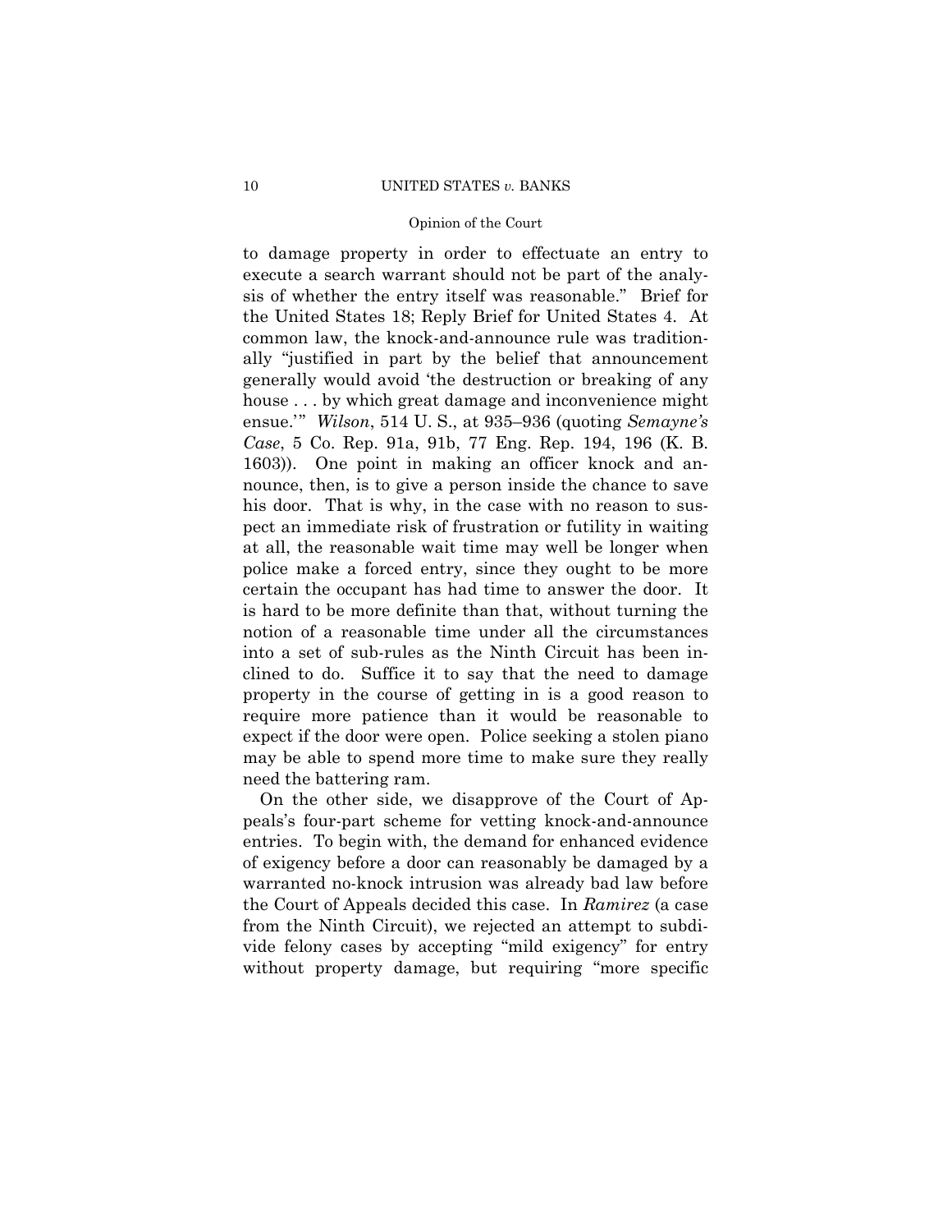to damage property in order to effectuate an entry to execute a search warrant should not be part of the analysis of whether the entry itself was reasonable." Brief for the United States 18; Reply Brief for United States 4. At common law, the knock-and-announce rule was traditionally "justified in part by the belief that announcement generally would avoid 'the destruction or breaking of any house . . . by which great damage and inconvenience might ensue.'" *Wilson*, 514 U. S., at 935–936 (quoting *Semayne's Case*, 5 Co. Rep. 91a, 91b, 77 Eng. Rep. 194, 196 (K. B. 1603)). One point in making an officer knock and announce, then, is to give a person inside the chance to save his door. That is why, in the case with no reason to suspect an immediate risk of frustration or futility in waiting at all, the reasonable wait time may well be longer when police make a forced entry, since they ought to be more certain the occupant has had time to answer the door. It is hard to be more definite than that, without turning the notion of a reasonable time under all the circumstances into a set of sub-rules as the Ninth Circuit has been inclined to do. Suffice it to say that the need to damage property in the course of getting in is a good reason to require more patience than it would be reasonable to expect if the door were open. Police seeking a stolen piano may be able to spend more time to make sure they really need the battering ram.

On the other side, we disapprove of the Court of Appeals's four-part scheme for vetting knock-and-announce entries. To begin with, the demand for enhanced evidence of exigency before a door can reasonably be damaged by a warranted no-knock intrusion was already bad law before the Court of Appeals decided this case. In *Ramirez* (a case from the Ninth Circuit), we rejected an attempt to subdivide felony cases by accepting "mild exigency" for entry without property damage, but requiring "more specific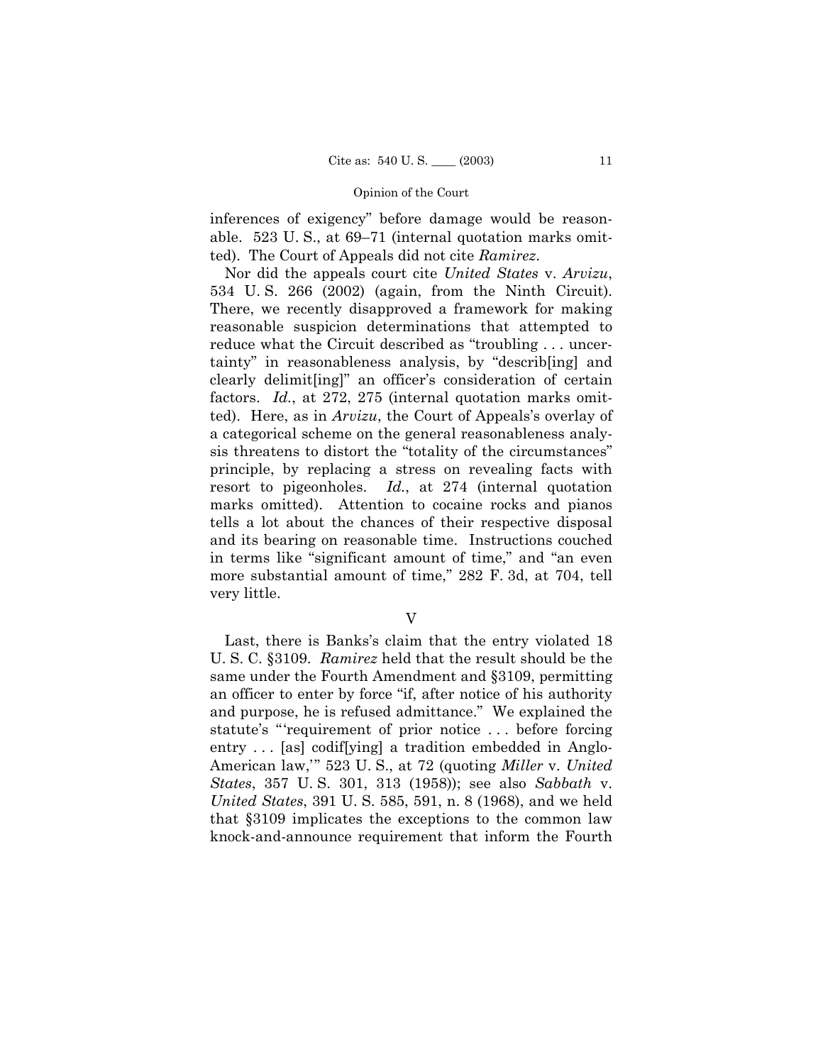inferences of exigency" before damage would be reasonable. 523 U. S., at 69–71 (internal quotation marks omitted). The Court of Appeals did not cite *Ramirez*.

Nor did the appeals court cite *United States* v. *Arvizu*, 534 U. S. 266 (2002) (again, from the Ninth Circuit). There, we recently disapproved a framework for making reasonable suspicion determinations that attempted to reduce what the Circuit described as "troubling . . . uncertainty" in reasonableness analysis, by "describ[ing] and clearly delimit[ing]" an officer's consideration of certain factors. *Id.*, at 272, 275 (internal quotation marks omitted). Here, as in *Arvizu*, the Court of Appeals's overlay of a categorical scheme on the general reasonableness analysis threatens to distort the "totality of the circumstances" principle, by replacing a stress on revealing facts with resort to pigeonholes. *Id.*, at 274 (internal quotation marks omitted). Attention to cocaine rocks and pianos tells a lot about the chances of their respective disposal and its bearing on reasonable time. Instructions couched in terms like "significant amount of time," and "an even more substantial amount of time," 282 F. 3d, at 704, tell very little.

## V

Last, there is Banks's claim that the entry violated 18 U. S. C. §3109. *Ramirez* held that the result should be the same under the Fourth Amendment and §3109, permitting an officer to enter by force "if, after notice of his authority and purpose, he is refused admittance." We explained the statute's "'requirement of prior notice . . . before forcing entry . . . [as] codif[ying] a tradition embedded in Anglo-American law,'" 523 U. S., at 72 (quoting *Miller* v. *United States*, 357 U. S. 301, 313 (1958)); see also *Sabbath* v. *United States*, 391 U. S. 585, 591, n. 8 (1968), and we held that §3109 implicates the exceptions to the common law knock-and-announce requirement that inform the Fourth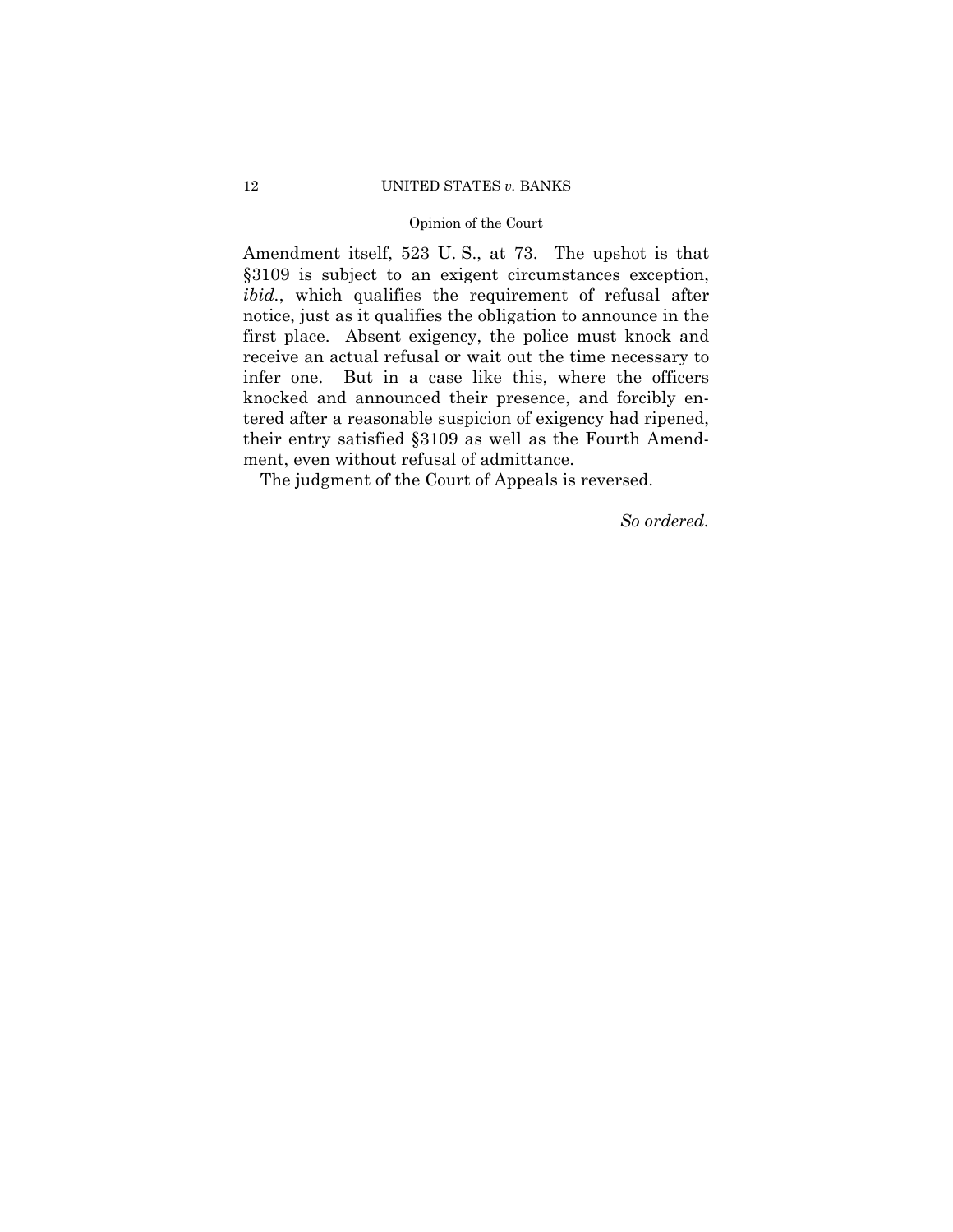Amendment itself, 523 U. S., at 73. The upshot is that §3109 is subject to an exigent circumstances exception, *ibid.*, which qualifies the requirement of refusal after notice, just as it qualifies the obligation to announce in the first place. Absent exigency, the police must knock and receive an actual refusal or wait out the time necessary to infer one. But in a case like this, where the officers knocked and announced their presence, and forcibly entered after a reasonable suspicion of exigency had ripened, their entry satisfied §3109 as well as the Fourth Amendment, even without refusal of admittance.

The judgment of the Court of Appeals is reversed.

*So ordered.*